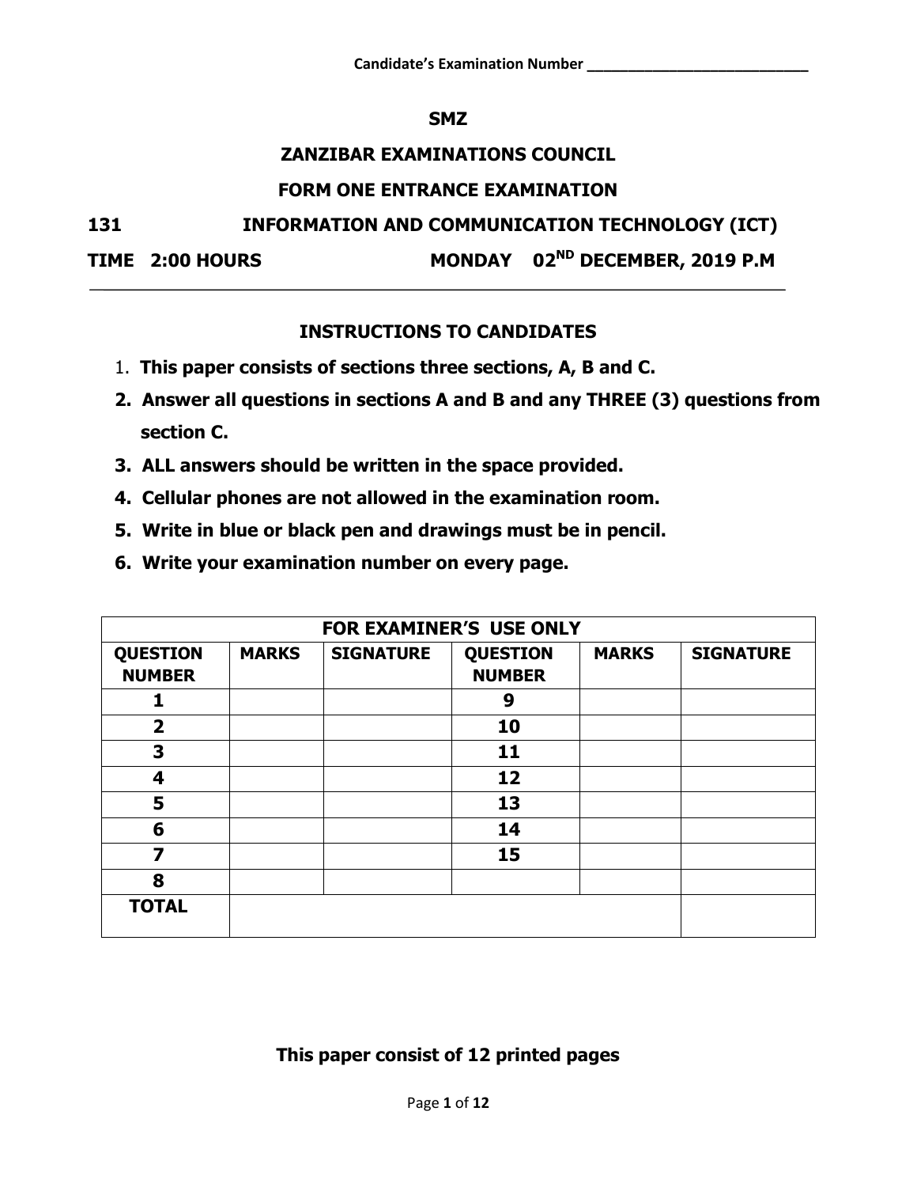Candidate's Examination Number ___________________________

**SMZ**

**ZANZIBAR EXAMINATIONS COUNCIL**

**FORM ONE ENTRANCE EXAMINATION**

**131 INFORMATION AND COMMUNICATION TECHNOLOGY (ICT)**

**TIME 2:00 HOURS MONDAY 02ND DECEMBER, 2019 P.M**

---

## INSTRUCTIONS TO CANDIDATES

1. **This paper consists of sections three sections, A, B and C.**
2. **Answer all questions in sections A and B and any THREE (3) questions from section C.**
3. **ALL answers should be written in the space provided.**
4. **Cellular phones are not allowed in the examination room.**
5. **Write in blue or black pen and drawings must be in pencil.**
6. **Write your examination number on every page.**

| FOR EXAMINER'S USE ONLY | | | | | |
|---|---|---|---|---|---|
| **QUESTION NUMBER** | **MARKS** | **SIGNATURE** | **QUESTION NUMBER** | **MARKS** | **SIGNATURE** |
| **1** | | | **9** | | |
| **2** | | | **10** | | |
| **3** | | | **11** | | |
| **4** | | | **12** | | |
| **5** | | | **13** | | |
| **6** | | | **14** | | |
| **7** | | | **15** | | |
| **8** | | | | | |
| **TOTAL** | | | | | |

**This paper consist of 12 printed pages**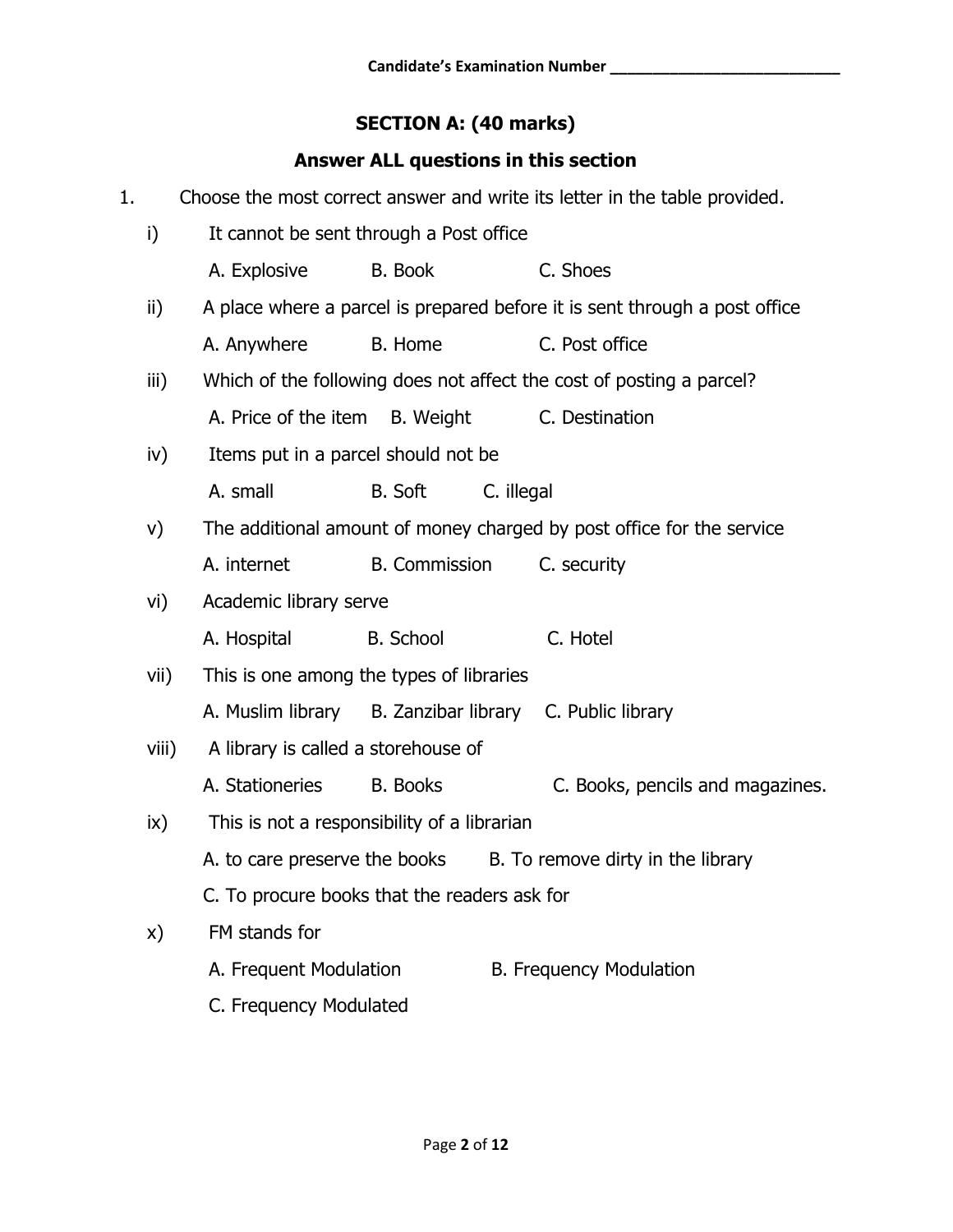Candidate's Examination Number ___________________________

## SECTION A: (40 marks)

### Answer ALL questions in this section

1. Choose the most correct answer and write its letter in the table provided.

   i) It cannot be sent through a Post office

   A. Explosive B. Book C. Shoes

   ii) A place where a parcel is prepared before it is sent through a post office

   A. Anywhere B. Home C. Post office

   iii) Which of the following does not affect the cost of posting a parcel?

   A. Price of the item B. Weight C. Destination

   iv) Items put in a parcel should not be

   A. small B. Soft C. illegal

   v) The additional amount of money charged by post office for the service

   A. internet B. Commission C. security

   vi) Academic library serve

   A. Hospital B. School C. Hotel

   vii) This is one among the types of libraries

   A. Muslim library B. Zanzibar library C. Public library

   viii) A library is called a storehouse of

   A. Stationeries B. Books C. Books, pencils and magazines.

   ix) This is not a responsibility of a librarian

   A. to care preserve the books B. To remove dirty in the library

   C. To procure books that the readers ask for

   x) FM stands for

   A. Frequent Modulation B. Frequency Modulation

   C. Frequency Modulated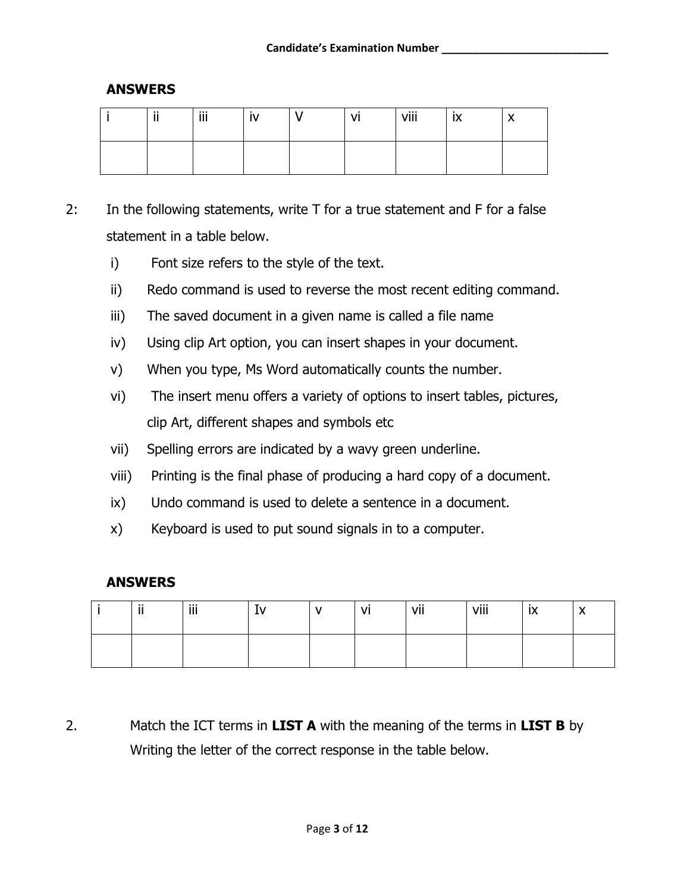**ANSWERS**

| i | ii | iii | iv | V | vi | viii | ix | x |
|---|---|---|---|---|---|---|---|---|
| | | | | | | | | |

2: In the following statements, write T for a true statement and F for a false statement in a table below.

i) Font size refers to the style of the text.

ii) Redo command is used to reverse the most recent editing command.

iii) The saved document in a given name is called a file name

iv) Using clip Art option, you can insert shapes in your document.

v) When you type, Ms Word automatically counts the number.

vi) The insert menu offers a variety of options to insert tables, pictures, clip Art, different shapes and symbols etc

vii) Spelling errors are indicated by a wavy green underline.

viii) Printing is the final phase of producing a hard copy of a document.

ix) Undo command is used to delete a sentence in a document.

x) Keyboard is used to put sound signals in to a computer.

**ANSWERS**

| i | ii | iii | Iv | v | vi | vii | viii | ix | x |
|---|---|---|---|---|---|---|---|---|---|
| | | | | | | | | | |

2. Match the ICT terms in **LIST A** with the meaning of the terms in **LIST B** by Writing the letter of the correct response in the table below.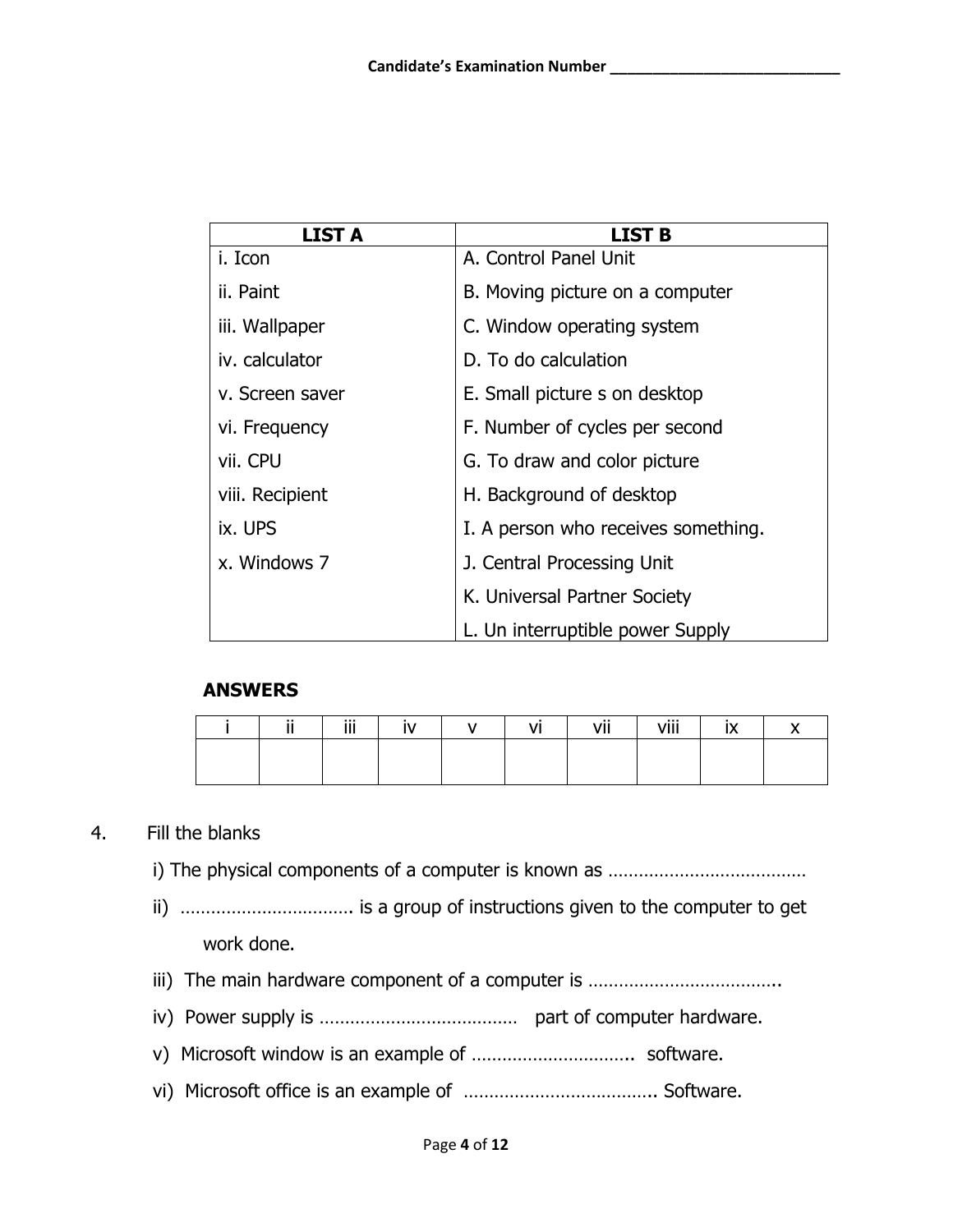Candidate's Examination Number ____________________________

| LIST A | LIST B |
|---|---|
| i. Icon | A. Control Panel Unit |
| ii. Paint | B. Moving picture on a computer |
| iii. Wallpaper | C. Window operating system |
| iv. calculator | D. To do calculation |
| v. Screen saver | E. Small picture s on desktop |
| vi. Frequency | F. Number of cycles per second |
| vii. CPU | G. To draw and color picture |
| viii. Recipient | H. Background of desktop |
| ix. UPS | I. A person who receives something. |
| x. Windows 7 | J. Central Processing Unit |
| | K. Universal Partner Society |
| | L. Un interruptible power Supply |

**ANSWERS**

| i | ii | iii | iv | v | vi | vii | viii | ix | x |
|---|---|---|---|---|---|---|---|---|---|
| | | | | | | | | | |

4. Fill the blanks

   i) The physical components of a computer is known as …………………………………

   ii) …………………………… is a group of instructions given to the computer to get work done.

   iii) The main hardware component of a computer is ……………………………….

   iv) Power supply is ………………………………… part of computer hardware.

   v) Microsoft window is an example of ………………………….. software.

   vi) Microsoft office is an example of ……………………………….. Software.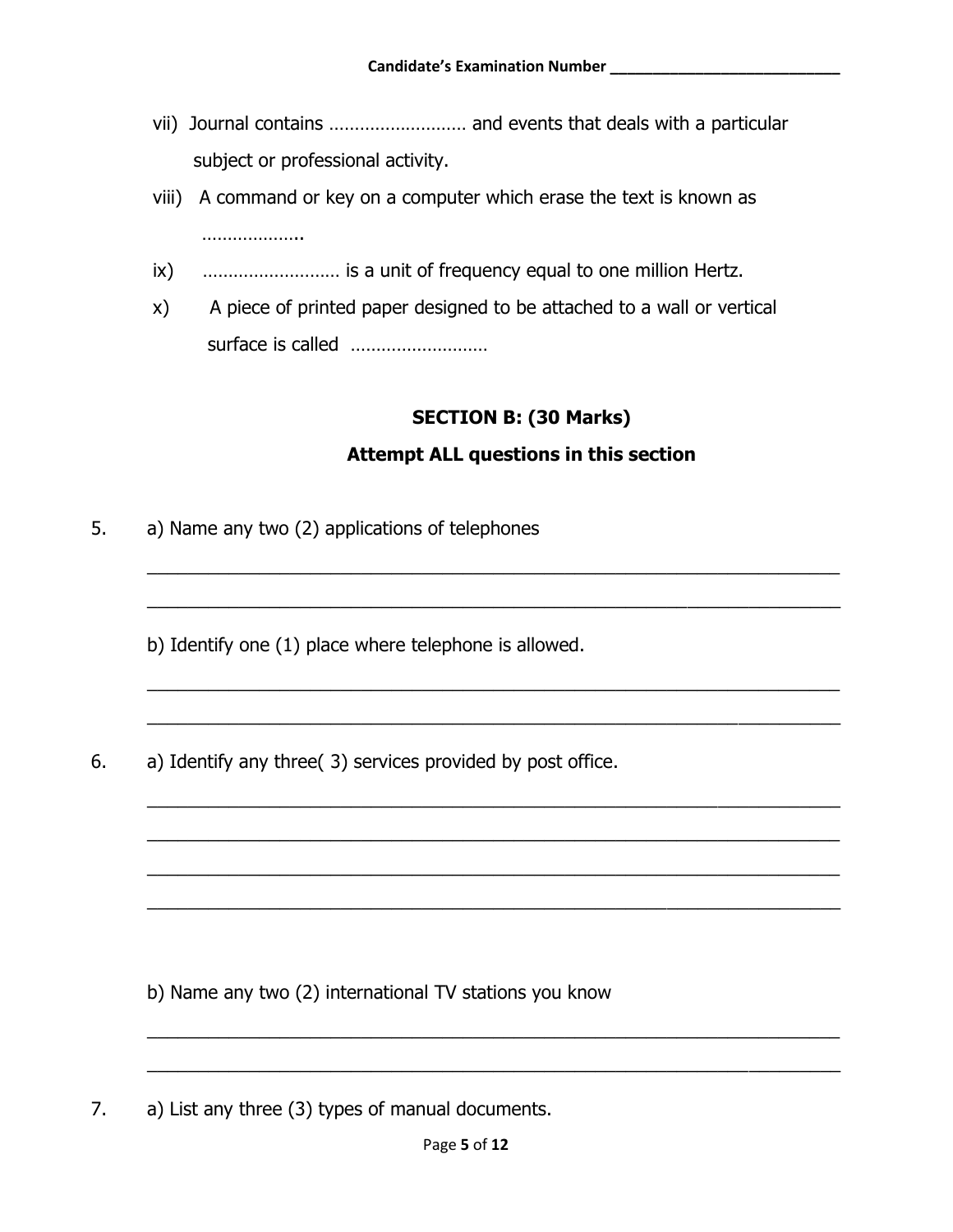vii) Journal contains ……………………… and events that deals with a particular subject or professional activity.

viii) A command or key on a computer which erase the text is known as ………………..

ix) ……………………… is a unit of frequency equal to one million Hertz.

x) A piece of printed paper designed to be attached to a wall or vertical surface is called ………………………

## SECTION B: (30 Marks)

### Attempt ALL questions in this section

5. a) Name any two (2) applications of telephones

______________________________________________________________________

______________________________________________________________________

b) Identify one (1) place where telephone is allowed.

______________________________________________________________________

______________________________________________________________________

6. a) Identify any three( 3) services provided by post office.

______________________________________________________________________

______________________________________________________________________

______________________________________________________________________

______________________________________________________________________

b) Name any two (2) international TV stations you know

______________________________________________________________________

______________________________________________________________________

7. a) List any three (3) types of manual documents.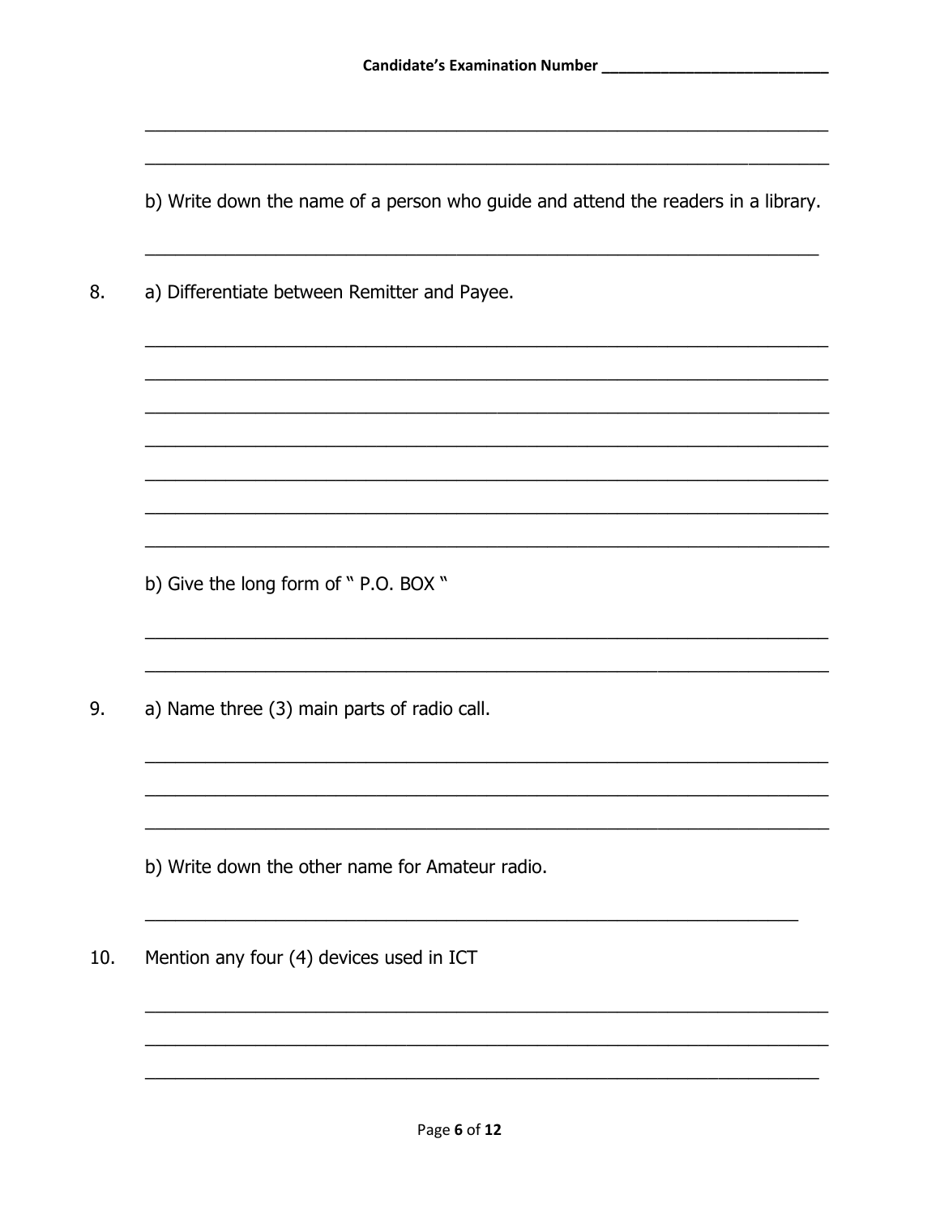Candidate's Examination Number ____________________________

_______________________________________________________________

_______________________________________________________________

b) Write down the name of a person who guide and attend the readers in a library.

_______________________________________________________________

8. a) Differentiate between Remitter and Payee.

_______________________________________________________________

_______________________________________________________________

_______________________________________________________________

_______________________________________________________________

_______________________________________________________________

_______________________________________________________________

_______________________________________________________________

b) Give the long form of " P.O. BOX "

_______________________________________________________________

_______________________________________________________________

9. a) Name three (3) main parts of radio call.

_______________________________________________________________

_______________________________________________________________

_______________________________________________________________

b) Write down the other name for Amateur radio.

_______________________________________________________________

10. Mention any four (4) devices used in ICT

_______________________________________________________________

_______________________________________________________________

_______________________________________________________________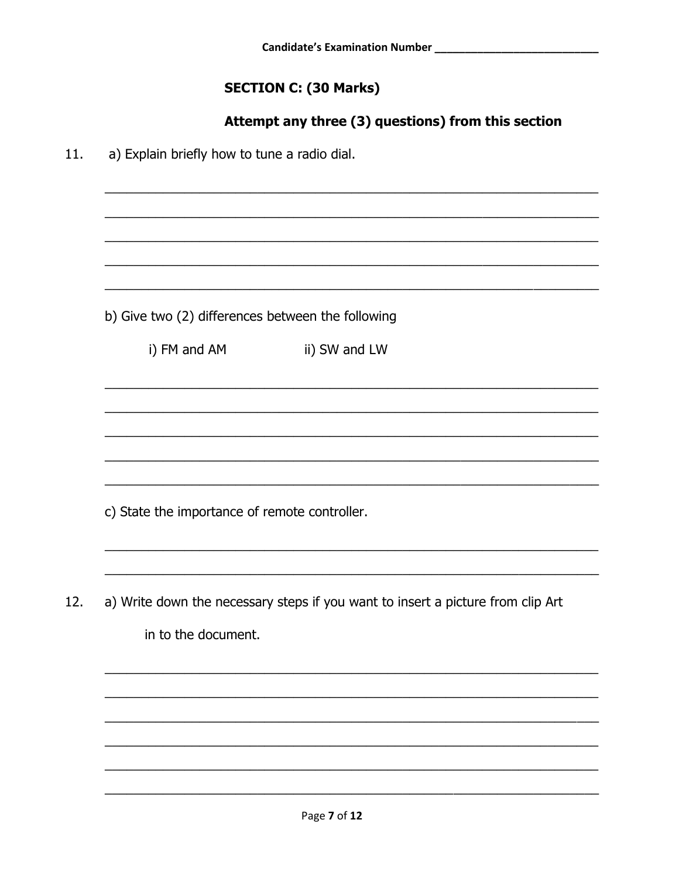Candidate's Examination Number ___________________________

## SECTION C: (30 Marks)

**Attempt any three (3) questions) from this section**

11. a) Explain briefly how to tune a radio dial.

______________________________________________________________________

______________________________________________________________________

______________________________________________________________________

______________________________________________________________________

______________________________________________________________________

b) Give two (2) differences between the following

i) FM and AM          ii) SW and LW

______________________________________________________________________

______________________________________________________________________

______________________________________________________________________

______________________________________________________________________

______________________________________________________________________

c) State the importance of remote controller.

______________________________________________________________________

______________________________________________________________________

12. a) Write down the necessary steps if you want to insert a picture from clip Art in to the document.

______________________________________________________________________

______________________________________________________________________

______________________________________________________________________

______________________________________________________________________

______________________________________________________________________

______________________________________________________________________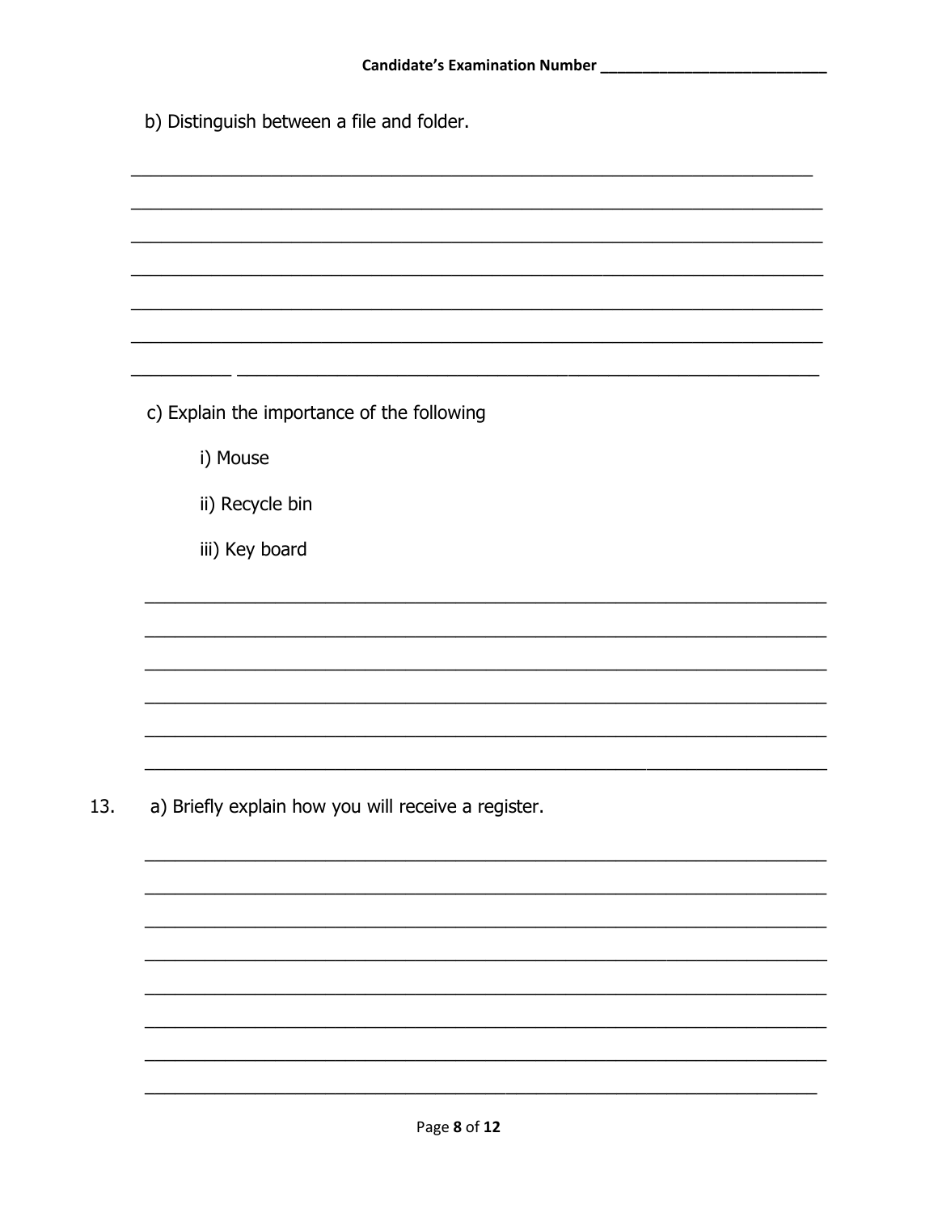Candidate's Examination Number ____________________________

b) Distinguish between a file and folder.

______________________________________________________________________

______________________________________________________________________

______________________________________________________________________

______________________________________________________________________

______________________________________________________________________

______________________________________________________________________

______________________________________________________________________

c) Explain the importance of the following

i) Mouse

ii) Recycle bin

iii) Key board

______________________________________________________________________

______________________________________________________________________

______________________________________________________________________

______________________________________________________________________

______________________________________________________________________

______________________________________________________________________

13. a) Briefly explain how you will receive a register.

______________________________________________________________________

______________________________________________________________________

______________________________________________________________________

______________________________________________________________________

______________________________________________________________________

______________________________________________________________________

______________________________________________________________________

______________________________________________________________________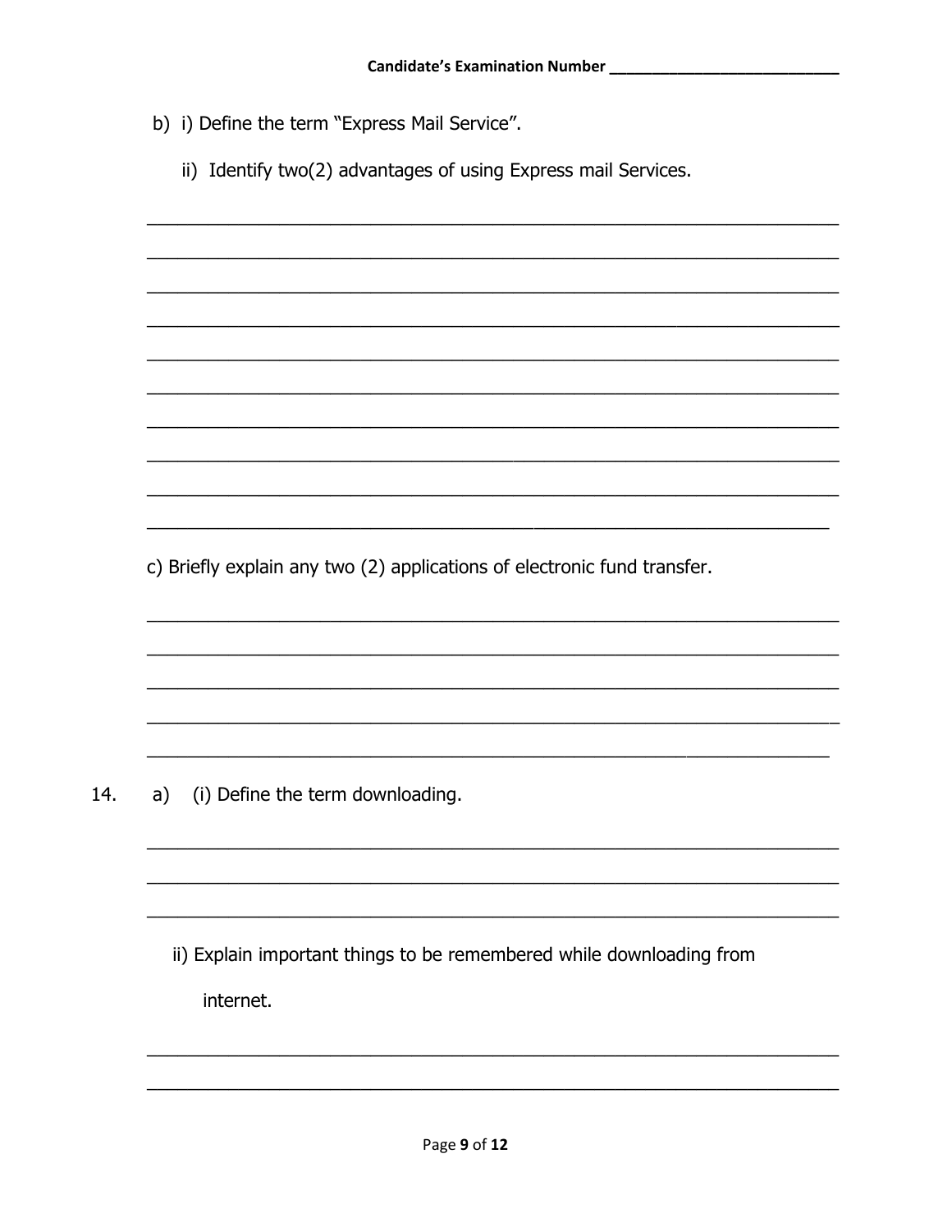b) i) Define the term "Express Mail Service".

ii) Identify two(2) advantages of using Express mail Services.

_______________________________________________________________________

_______________________________________________________________________

_______________________________________________________________________

_______________________________________________________________________

_______________________________________________________________________

_______________________________________________________________________

_______________________________________________________________________

_______________________________________________________________________

_______________________________________________________________________

_______________________________________________________________________

c) Briefly explain any two (2) applications of electronic fund transfer.

_______________________________________________________________________

_______________________________________________________________________

_______________________________________________________________________

_______________________________________________________________________

_______________________________________________________________________

14. a) (i) Define the term downloading.

_______________________________________________________________________

_______________________________________________________________________

_______________________________________________________________________

ii) Explain important things to be remembered while downloading from internet.

_______________________________________________________________________

_______________________________________________________________________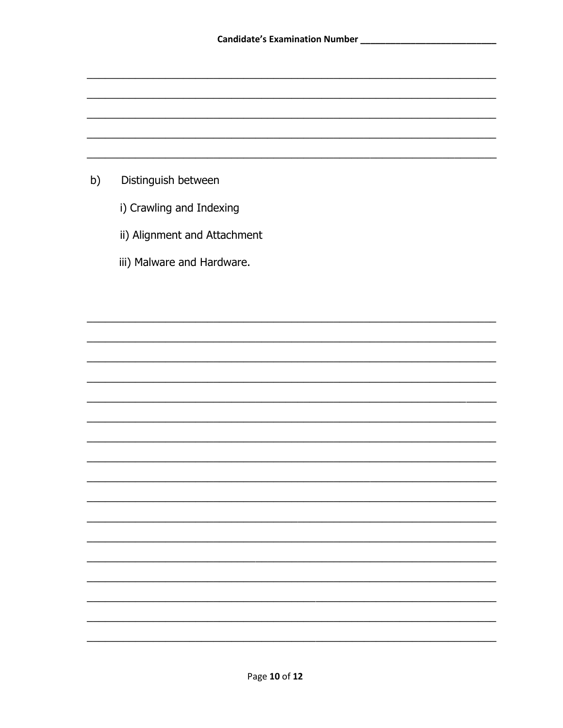Candidate's Examination Number ____________________________

b) Distinguish between

i) Crawling and Indexing

ii) Alignment and Attachment

iii) Malware and Hardware.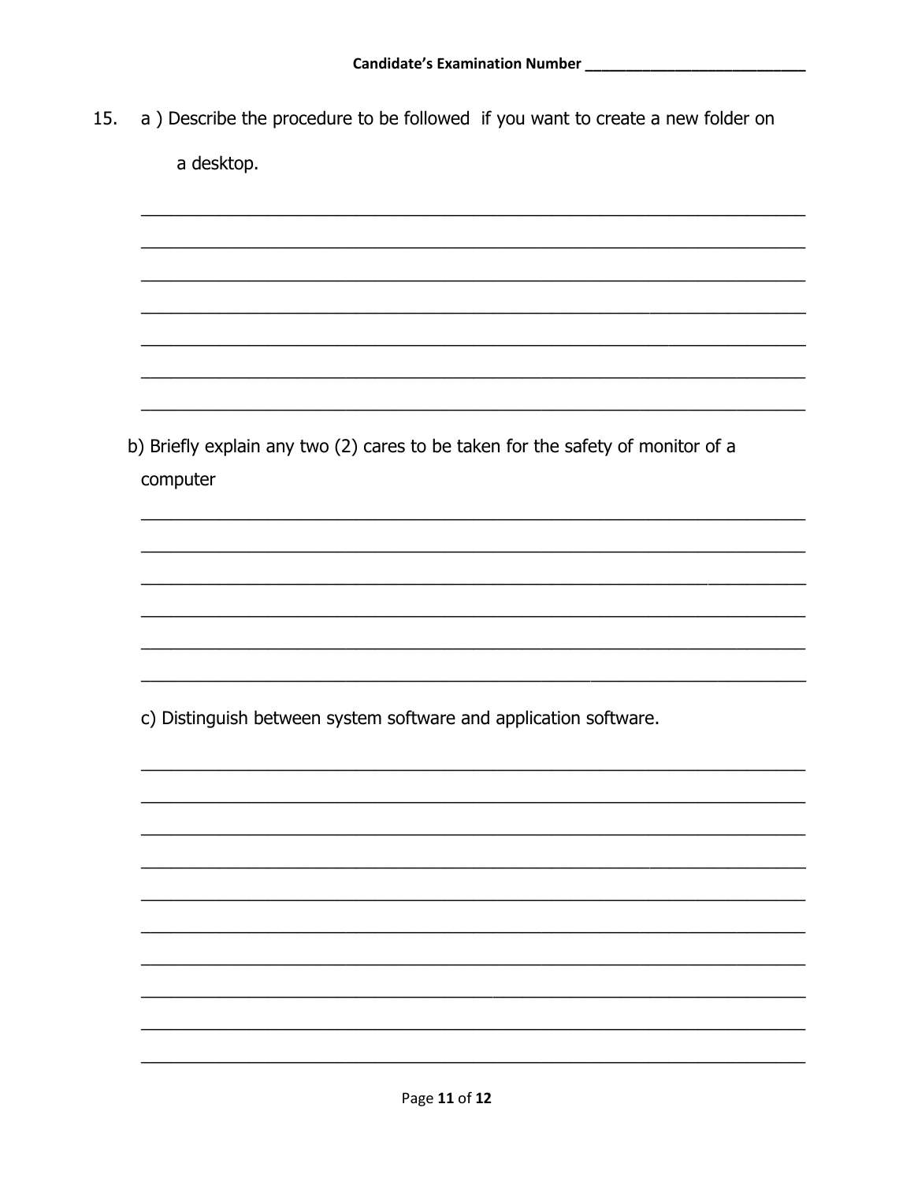Candidate's Examination Number ___________________________

15. a ) Describe the procedure to be followed if you want to create a new folder on a desktop.

_______________________________________________________________________

_______________________________________________________________________

_______________________________________________________________________

_______________________________________________________________________

_______________________________________________________________________

_______________________________________________________________________

_______________________________________________________________________

b) Briefly explain any two (2) cares to be taken for the safety of monitor of a computer

_______________________________________________________________________

_______________________________________________________________________

_______________________________________________________________________

_______________________________________________________________________

_______________________________________________________________________

_______________________________________________________________________

c) Distinguish between system software and application software.

_______________________________________________________________________

_______________________________________________________________________

_______________________________________________________________________

_______________________________________________________________________

_______________________________________________________________________

_______________________________________________________________________

_______________________________________________________________________

_______________________________________________________________________

_______________________________________________________________________

_______________________________________________________________________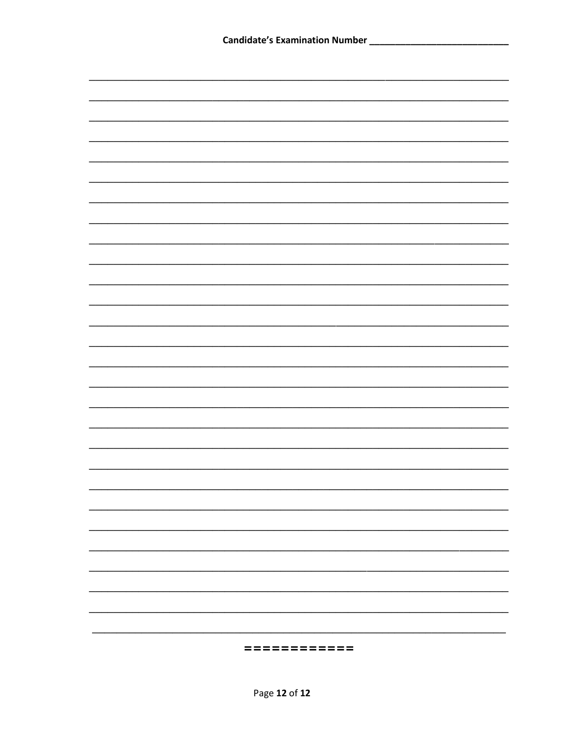Candidate's Examination Number ____________________________

============